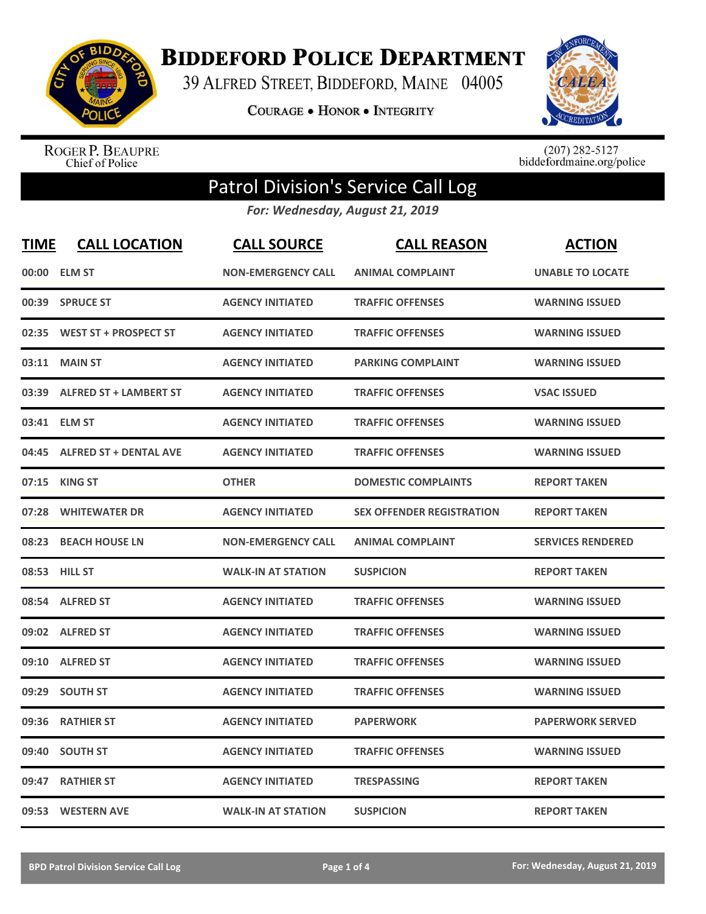# Biddeford Police Department

39 Alfred Street, Biddeford, Maine 04005

Courage • Honor • Integrity

Roger P. Beaupre
Chief of Police

(207) 282-5127
biddefordmaine.org/police

## Patrol Division's Service Call Log

*For: Wednesday, August 21, 2019*

| TIME | CALL LOCATION | CALL SOURCE | CALL REASON | ACTION |
|---|---|---|---|---|
| 00:00 | ELM ST | NON-EMERGENCY CALL | ANIMAL COMPLAINT | UNABLE TO LOCATE |
| 00:39 | SPRUCE ST | AGENCY INITIATED | TRAFFIC OFFENSES | WARNING ISSUED |
| 02:35 | WEST ST + PROSPECT ST | AGENCY INITIATED | TRAFFIC OFFENSES | WARNING ISSUED |
| 03:11 | MAIN ST | AGENCY INITIATED | PARKING COMPLAINT | WARNING ISSUED |
| 03:39 | ALFRED ST + LAMBERT ST | AGENCY INITIATED | TRAFFIC OFFENSES | VSAC ISSUED |
| 03:41 | ELM ST | AGENCY INITIATED | TRAFFIC OFFENSES | WARNING ISSUED |
| 04:45 | ALFRED ST + DENTAL AVE | AGENCY INITIATED | TRAFFIC OFFENSES | WARNING ISSUED |
| 07:15 | KING ST | OTHER | DOMESTIC COMPLAINTS | REPORT TAKEN |
| 07:28 | WHITEWATER DR | AGENCY INITIATED | SEX OFFENDER REGISTRATION | REPORT TAKEN |
| 08:23 | BEACH HOUSE LN | NON-EMERGENCY CALL | ANIMAL COMPLAINT | SERVICES RENDERED |
| 08:53 | HILL ST | WALK-IN AT STATION | SUSPICION | REPORT TAKEN |
| 08:54 | ALFRED ST | AGENCY INITIATED | TRAFFIC OFFENSES | WARNING ISSUED |
| 09:02 | ALFRED ST | AGENCY INITIATED | TRAFFIC OFFENSES | WARNING ISSUED |
| 09:10 | ALFRED ST | AGENCY INITIATED | TRAFFIC OFFENSES | WARNING ISSUED |
| 09:29 | SOUTH ST | AGENCY INITIATED | TRAFFIC OFFENSES | WARNING ISSUED |
| 09:36 | RATHIER ST | AGENCY INITIATED | PAPERWORK | PAPERWORK SERVED |
| 09:40 | SOUTH ST | AGENCY INITIATED | TRAFFIC OFFENSES | WARNING ISSUED |
| 09:47 | RATHIER ST | AGENCY INITIATED | TRESPASSING | REPORT TAKEN |
| 09:53 | WESTERN AVE | WALK-IN AT STATION | SUSPICION | REPORT TAKEN |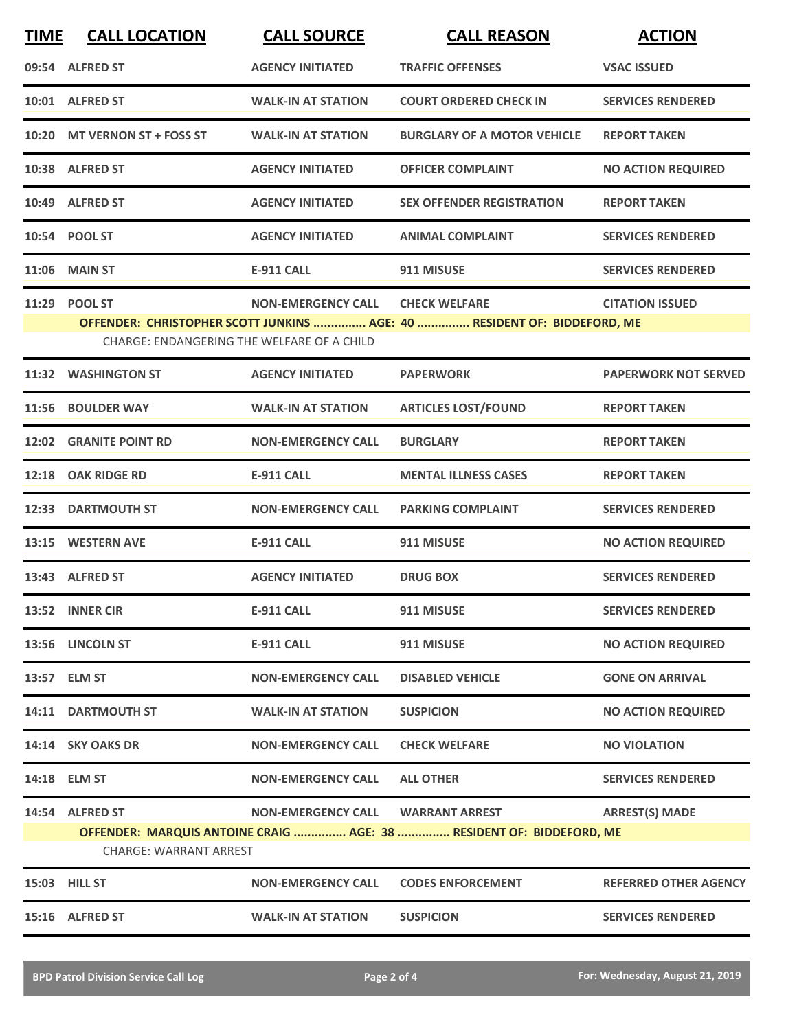| TIME | CALL LOCATION | CALL SOURCE | CALL REASON | ACTION |
|---|---|---|---|---|
| 09:54 | ALFRED ST | AGENCY INITIATED | TRAFFIC OFFENSES | VSAC ISSUED |
| 10:01 | ALFRED ST | WALK-IN AT STATION | COURT ORDERED CHECK IN | SERVICES RENDERED |
| 10:20 | MT VERNON ST + FOSS ST | WALK-IN AT STATION | BURGLARY OF A MOTOR VEHICLE | REPORT TAKEN |
| 10:38 | ALFRED ST | AGENCY INITIATED | OFFICER COMPLAINT | NO ACTION REQUIRED |
| 10:49 | ALFRED ST | AGENCY INITIATED | SEX OFFENDER REGISTRATION | REPORT TAKEN |
| 10:54 | POOL ST | AGENCY INITIATED | ANIMAL COMPLAINT | SERVICES RENDERED |
| 11:06 | MAIN ST | E-911 CALL | 911 MISUSE | SERVICES RENDERED |
| 11:29 | POOL ST | NON-EMERGENCY CALL | CHECK WELFARE | CITATION ISSUED |
| | **OFFENDER: CHRISTOPHER SCOTT JUNKINS ............... AGE: 40 ............... RESIDENT OF: BIDDEFORD, ME** | | | |
| | CHARGE: ENDANGERING THE WELFARE OF A CHILD | | | |
| 11:32 | WASHINGTON ST | AGENCY INITIATED | PAPERWORK | PAPERWORK NOT SERVED |
| 11:56 | BOULDER WAY | WALK-IN AT STATION | ARTICLES LOST/FOUND | REPORT TAKEN |
| 12:02 | GRANITE POINT RD | NON-EMERGENCY CALL | BURGLARY | REPORT TAKEN |
| 12:18 | OAK RIDGE RD | E-911 CALL | MENTAL ILLNESS CASES | REPORT TAKEN |
| 12:33 | DARTMOUTH ST | NON-EMERGENCY CALL | PARKING COMPLAINT | SERVICES RENDERED |
| 13:15 | WESTERN AVE | E-911 CALL | 911 MISUSE | NO ACTION REQUIRED |
| 13:43 | ALFRED ST | AGENCY INITIATED | DRUG BOX | SERVICES RENDERED |
| 13:52 | INNER CIR | E-911 CALL | 911 MISUSE | SERVICES RENDERED |
| 13:56 | LINCOLN ST | E-911 CALL | 911 MISUSE | NO ACTION REQUIRED |
| 13:57 | ELM ST | NON-EMERGENCY CALL | DISABLED VEHICLE | GONE ON ARRIVAL |
| 14:11 | DARTMOUTH ST | WALK-IN AT STATION | SUSPICION | NO ACTION REQUIRED |
| 14:14 | SKY OAKS DR | NON-EMERGENCY CALL | CHECK WELFARE | NO VIOLATION |
| 14:18 | ELM ST | NON-EMERGENCY CALL | ALL OTHER | SERVICES RENDERED |
| 14:54 | ALFRED ST | NON-EMERGENCY CALL | WARRANT ARREST | ARREST(S) MADE |
| | **OFFENDER: MARQUIS ANTOINE CRAIG ............... AGE: 38 ............... RESIDENT OF: BIDDEFORD, ME** | | | |
| | CHARGE: WARRANT ARREST | | | |
| 15:03 | HILL ST | NON-EMERGENCY CALL | CODES ENFORCEMENT | REFERRED OTHER AGENCY |
| 15:16 | ALFRED ST | WALK-IN AT STATION | SUSPICION | SERVICES RENDERED |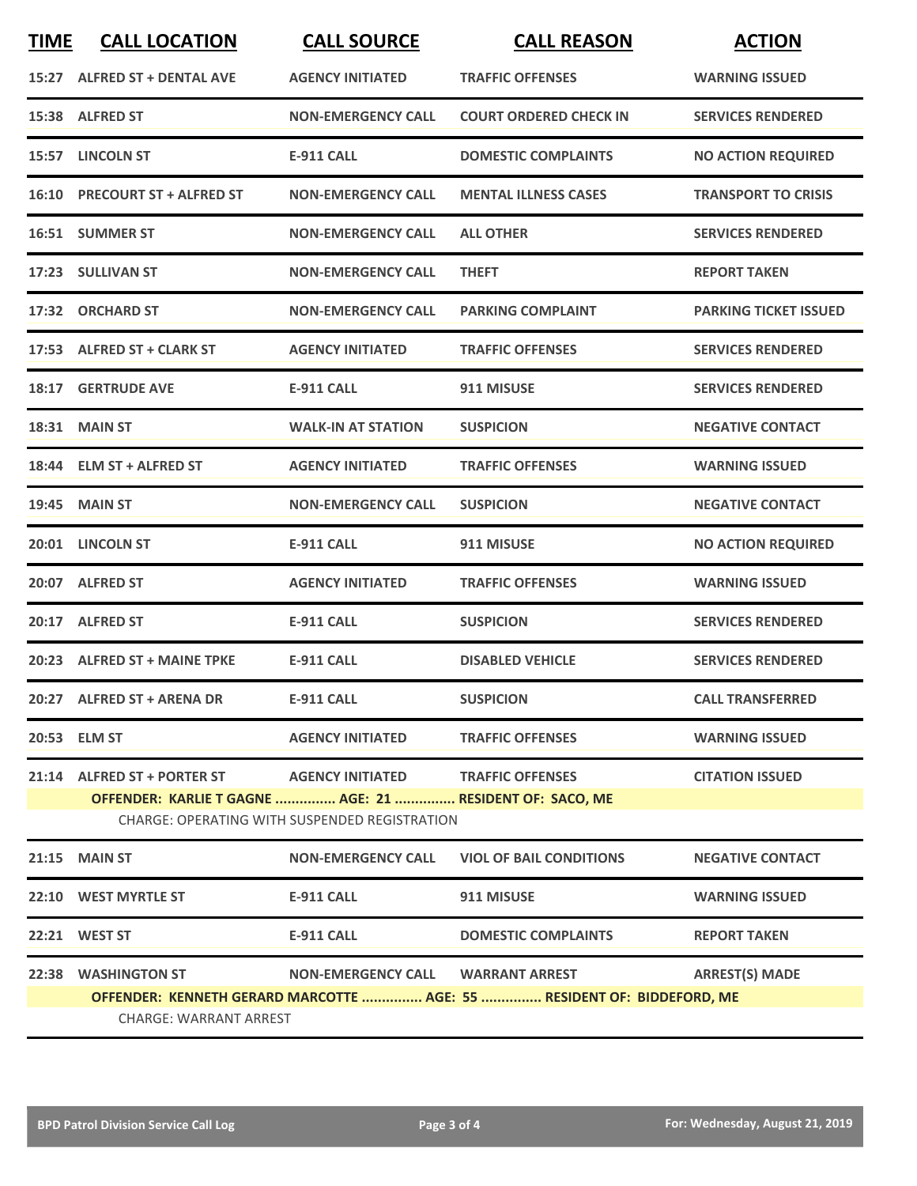| TIME | CALL LOCATION | CALL SOURCE | CALL REASON | ACTION |
|---|---|---|---|---|
| 15:27 | ALFRED ST + DENTAL AVE | AGENCY INITIATED | TRAFFIC OFFENSES | WARNING ISSUED |
| 15:38 | ALFRED ST | NON-EMERGENCY CALL | COURT ORDERED CHECK IN | SERVICES RENDERED |
| 15:57 | LINCOLN ST | E-911 CALL | DOMESTIC COMPLAINTS | NO ACTION REQUIRED |
| 16:10 | PRECOURT ST + ALFRED ST | NON-EMERGENCY CALL | MENTAL ILLNESS CASES | TRANSPORT TO CRISIS |
| 16:51 | SUMMER ST | NON-EMERGENCY CALL | ALL OTHER | SERVICES RENDERED |
| 17:23 | SULLIVAN ST | NON-EMERGENCY CALL | THEFT | REPORT TAKEN |
| 17:32 | ORCHARD ST | NON-EMERGENCY CALL | PARKING COMPLAINT | PARKING TICKET ISSUED |
| 17:53 | ALFRED ST + CLARK ST | AGENCY INITIATED | TRAFFIC OFFENSES | SERVICES RENDERED |
| 18:17 | GERTRUDE AVE | E-911 CALL | 911 MISUSE | SERVICES RENDERED |
| 18:31 | MAIN ST | WALK-IN AT STATION | SUSPICION | NEGATIVE CONTACT |
| 18:44 | ELM ST + ALFRED ST | AGENCY INITIATED | TRAFFIC OFFENSES | WARNING ISSUED |
| 19:45 | MAIN ST | NON-EMERGENCY CALL | SUSPICION | NEGATIVE CONTACT |
| 20:01 | LINCOLN ST | E-911 CALL | 911 MISUSE | NO ACTION REQUIRED |
| 20:07 | ALFRED ST | AGENCY INITIATED | TRAFFIC OFFENSES | WARNING ISSUED |
| 20:17 | ALFRED ST | E-911 CALL | SUSPICION | SERVICES RENDERED |
| 20:23 | ALFRED ST + MAINE TPKE | E-911 CALL | DISABLED VEHICLE | SERVICES RENDERED |
| 20:27 | ALFRED ST + ARENA DR | E-911 CALL | SUSPICION | CALL TRANSFERRED |
| 20:53 | ELM ST | AGENCY INITIATED | TRAFFIC OFFENSES | WARNING ISSUED |
| 21:14 | ALFRED ST + PORTER ST | AGENCY INITIATED | TRAFFIC OFFENSES | CITATION ISSUED |
| | OFFENDER: KARLIE T GAGNE ............... AGE: 21 ............... RESIDENT OF: SACO, ME | | | |
| | CHARGE: OPERATING WITH SUSPENDED REGISTRATION | | | |
| 21:15 | MAIN ST | NON-EMERGENCY CALL | VIOL OF BAIL CONDITIONS | NEGATIVE CONTACT |
| 22:10 | WEST MYRTLE ST | E-911 CALL | 911 MISUSE | WARNING ISSUED |
| 22:21 | WEST ST | E-911 CALL | DOMESTIC COMPLAINTS | REPORT TAKEN |
| 22:38 | WASHINGTON ST | NON-EMERGENCY CALL | WARRANT ARREST | ARREST(S) MADE |
| | OFFENDER: KENNETH GERARD MARCOTTE ............... AGE: 55 ............... RESIDENT OF: BIDDEFORD, ME | | | |
| | CHARGE: WARRANT ARREST | | | |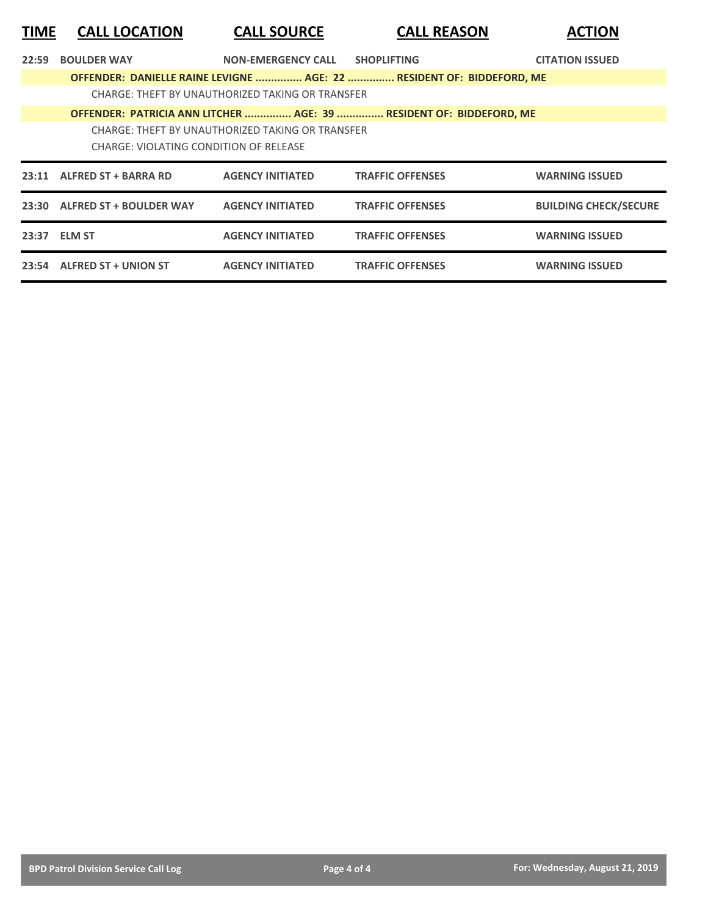| TIME | CALL LOCATION | CALL SOURCE | CALL REASON | ACTION |
|---|---|---|---|---|
| 22:59 | BOULDER WAY | NON-EMERGENCY CALL | SHOPLIFTING | CITATION ISSUED |
| | OFFENDER: DANIELLE RAINE LEVIGNE ............... AGE: 22 ............... RESIDENT OF: BIDDEFORD, ME | | | |
| | CHARGE: THEFT BY UNAUTHORIZED TAKING OR TRANSFER | | | |
| | OFFENDER: PATRICIA ANN LITCHER ............... AGE: 39 ............... RESIDENT OF: BIDDEFORD, ME | | | |
| | CHARGE: THEFT BY UNAUTHORIZED TAKING OR TRANSFER | | | |
| | CHARGE: VIOLATING CONDITION OF RELEASE | | | |
| 23:11 | ALFRED ST + BARRA RD | AGENCY INITIATED | TRAFFIC OFFENSES | WARNING ISSUED |
| 23:30 | ALFRED ST + BOULDER WAY | AGENCY INITIATED | TRAFFIC OFFENSES | BUILDING CHECK/SECURE |
| 23:37 | ELM ST | AGENCY INITIATED | TRAFFIC OFFENSES | WARNING ISSUED |
| 23:54 | ALFRED ST + UNION ST | AGENCY INITIATED | TRAFFIC OFFENSES | WARNING ISSUED |